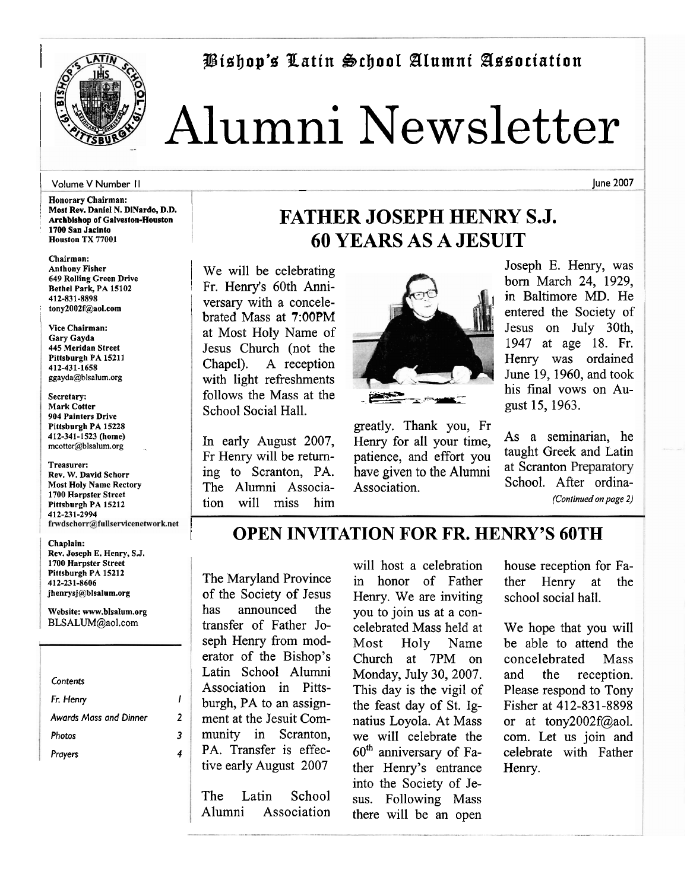# Bishop's Latin School Alumni Association

# Alumni Newsletter

Volume V Number II

June 2007

**Honorary Chairman:**
**Most Rev. Daniel N. DiNardo, D.D.**
**Archbishop of Galveston-Houston**
**1700 San Jacinto**
**Houston TX 77001**

**Chairman:**
**Anthony Fisher**
**649 Rolling Green Drive**
**Bethel Park, PA 15102**
**412-831-8898**
**tony2002f@aol.com**

**Vice Chairman:**
**Gary Gayda**
**445 Meridan Street**
**Pittsburgh PA 15211**
**412-431-1658**
**ggayda@blsalum.org**

**Secretary:**
**Mark Cotter**
**904 Painters Drive**
**Pittsburgh PA 15228**
**412-341-1523 (home)**
**mcotter@blsalum.org**

**Treasurer:**
**Rev. W. David Schorr**
**Most Holy Name Rectory**
**1700 Harpster Street**
**Pittsburgh PA 15212**
**412-231-2994**
**frwdschorr@fullservicenetwork.net**

**Chaplain:**
**Rev. Joseph E. Henry, S.J.**
**1700 Harpster Street**
**Pittsburgh PA 15212**
**412-231-8606**
**jhenrysj@blsalum.org**

**Website: www.blsalum.org**
BLSALUM@aol.com

*Contents*

| | |
|---|---|
| *Fr. Henry* | *1* |
| *Awards Mass and Dinner* | *2* |
| *Photos* | *3* |
| *Prayers* | *4* |

## FATHER JOSEPH HENRY S.J. 60 YEARS AS A JESUIT

We will be celebrating Fr. Henry's 60th Anniversary with a concelebrated Mass at 7:00PM at Most Holy Name of Jesus Church (not the Chapel). A reception with light refreshments follows the Mass at the School Social Hall.

In early August 2007, Fr Henry will be returning to Scranton, PA. The Alumni Association will miss him greatly. Thank you, Fr Henry for all your time, patience, and effort you have given to the Alumni Association.

Joseph E. Henry, was born March 24, 1929, in Baltimore MD. He entered the Society of Jesus on July 30th, 1947 at age 18. Fr. Henry was ordained June 19, 1960, and took his final vows on August 15, 1963.

As a seminarian, he taught Greek and Latin at Scranton Preparatory School. After ordina-

*(Continued on page 2)*

## OPEN INVITATION FOR FR. HENRY'S 60TH

The Maryland Province of the Society of Jesus has announced the transfer of Father Joseph Henry from moderator of the Bishop's Latin School Alumni Association in Pittsburgh, PA to an assignment at the Jesuit Community in Scranton, PA. Transfer is effective early August 2007

The Latin School Alumni Association will host a celebration in honor of Father Henry. We are inviting you to join us at a concelebrated Mass held at Most Holy Name Church at 7PM on Monday, July 30, 2007. This day is the vigil of the feast day of St. Ignatius Loyola. At Mass we will celebrate the 60th anniversary of Father Henry's entrance into the Society of Jesus. Following Mass there will be an open house reception for Father Henry at the school social hall.

We hope that you will be able to attend the concelebrated Mass and the reception. Please respond to Tony Fisher at 412-831-8898 or at tony2002f@aol.com. Let us join and celebrate with Father Henry.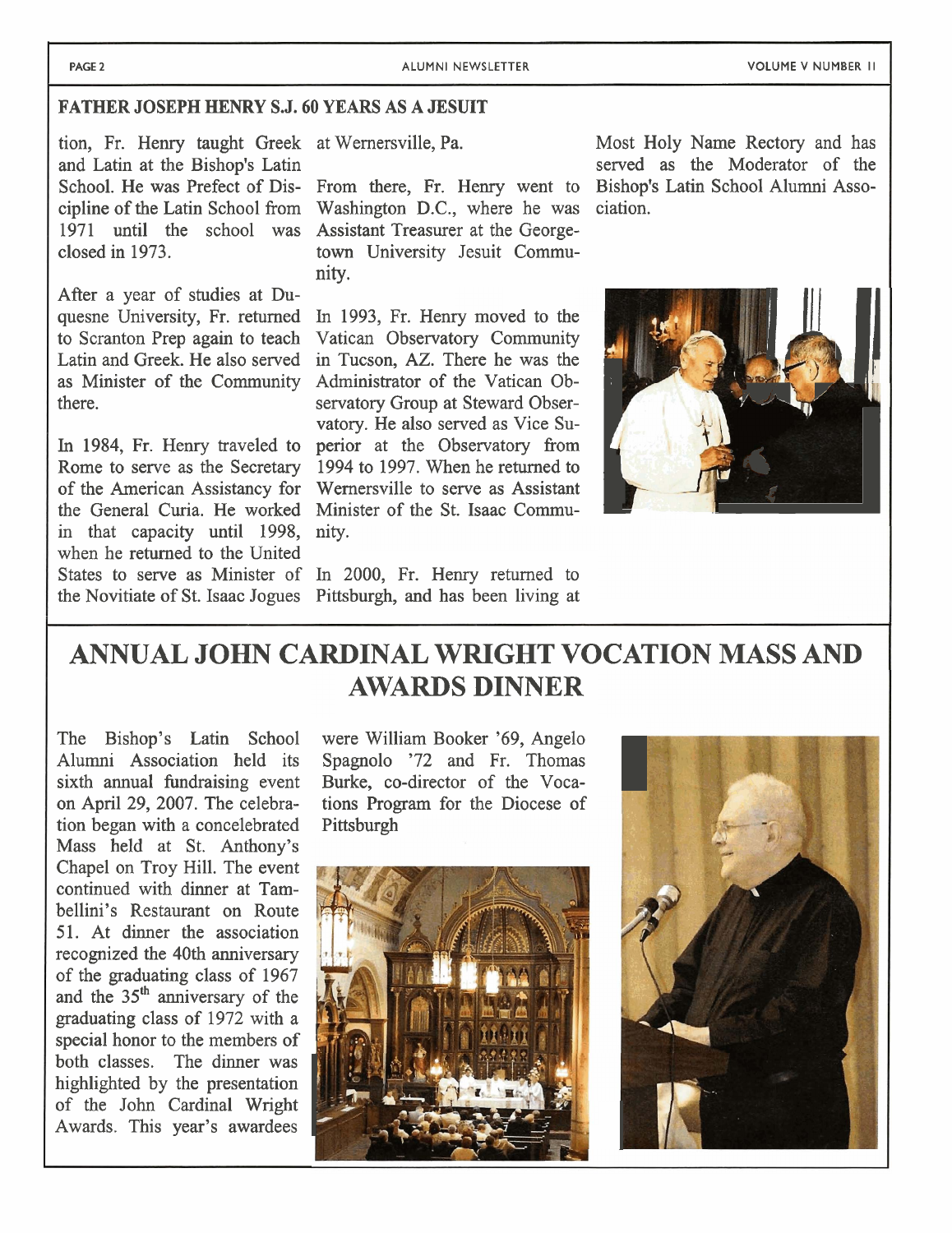## FATHER JOSEPH HENRY S.J. 60 YEARS AS A JESUIT

tion, Fr. Henry taught Greek and Latin at the Bishop's Latin School. He was Prefect of Discipline of the Latin School from 1971 until the school was closed in 1973.

After a year of studies at Duquesne University, Fr. returned to Scranton Prep again to teach Latin and Greek. He also served as Minister of the Community there.

In 1984, Fr. Henry traveled to Rome to serve as the Secretary of the American Assistancy for the General Curia. He worked in that capacity until 1998, when he returned to the United States to serve as Minister of the Novitiate of St. Isaac Jogues at Wernersville, Pa.

From there, Fr. Henry went to Washington D.C., where he was Assistant Treasurer at the Georgetown University Jesuit Community.

In 1993, Fr. Henry moved to the Vatican Observatory Community in Tucson, AZ. There he was the Administrator of the Vatican Observatory Group at Steward Observatory. He also served as Vice Superior at the Observatory from 1994 to 1997. When he returned to Wernersville to serve as Assistant Minister of the St. Isaac Community.

In 2000, Fr. Henry returned to Pittsburgh, and has been living at Most Holy Name Rectory and has served as the Moderator of the Bishop's Latin School Alumni Association.

# ANNUAL JOHN CARDINAL WRIGHT VOCATION MASS AND AWARDS DINNER

The Bishop's Latin School Alumni Association held its sixth annual fundraising event on April 29, 2007. The celebration began with a concelebrated Mass held at St. Anthony's Chapel on Troy Hill. The event continued with dinner at Tambellini's Restaurant on Route 51. At dinner the association recognized the 40th anniversary of the graduating class of 1967 and the 35th anniversary of the graduating class of 1972 with a special honor to the members of both classes. The dinner was highlighted by the presentation of the John Cardinal Wright Awards. This year's awardees were William Booker '69, Angelo Spagnolo '72 and Fr. Thomas Burke, co-director of the Vocations Program for the Diocese of Pittsburgh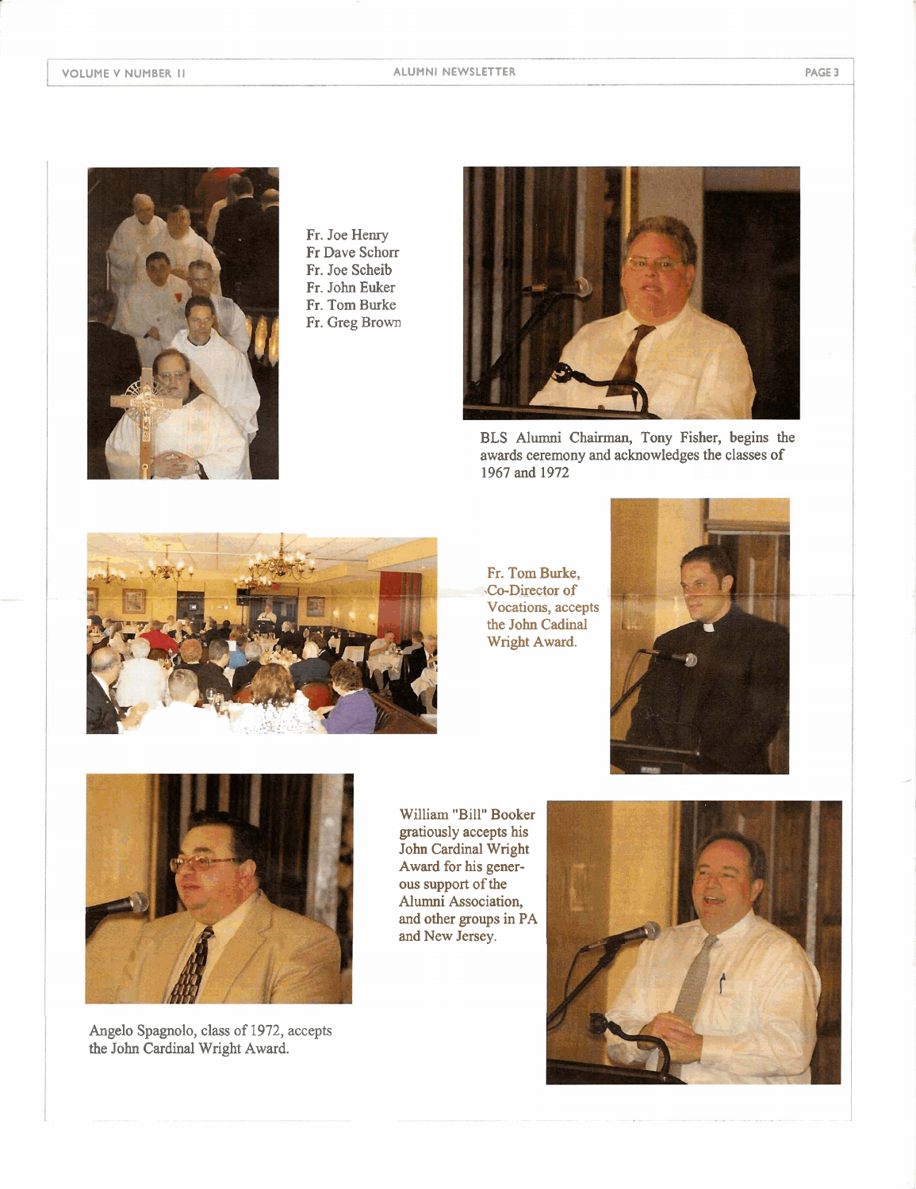Fr. Joe Henry
Fr Dave Schorr
Fr. Joe Scheib
Fr. John Euker
Fr. Tom Burke
Fr. Greg Brown

BLS Alumni Chairman, Tony Fisher, begins the awards ceremony and acknowledges the classes of 1967 and 1972

Fr. Tom Burke, Co-Director of Vocations, accepts the John Cadinal Wright Award.

William "Bill" Booker graciously accepts his John Cardinal Wright Award for his generous support of the Alumni Association, and other groups in PA and New Jersey.

Angelo Spagnolo, class of 1972, accepts the John Cardinal Wright Award.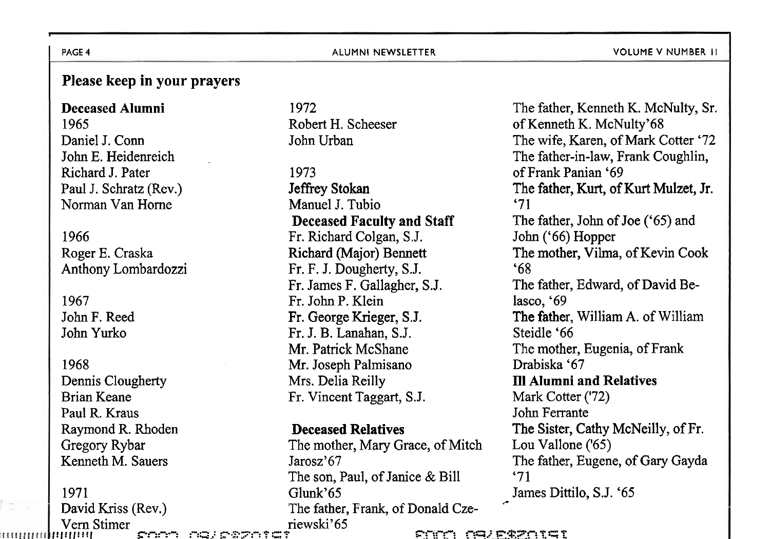## Please keep in your prayers

**Deceased Alumni**

1965
Daniel J. Conn
John E. Heidenreich
Richard J. Pater
Paul J. Schratz (Rev.)
Norman Van Horne

1966
Roger E. Craska
Anthony Lombardozzi

1967
John F. Reed
John Yurko

1968
Dennis Clougherty
Brian Keane
Paul R. Kraus
Raymond R. Rhoden
Gregory Rybar
Kenneth M. Sauers

1971
David Kriss (Rev.)
Vern Stimer

1972
Robert H. Scheeser
John Urban

1973
Jeffrey Stokan
Manuel J. Tubio

**Deceased Faculty and Staff**

Fr. Richard Colgan, S.J.
Richard (Major) Bennett
Fr. F. J. Dougherty, S.J.
Fr. James F. Gallagher, S.J.
Fr. John P. Klein
Fr. George Krieger, S.J.
Fr. J. B. Lanahan, S.J.
Mr. Patrick McShane
Mr. Joseph Palmisano
Mrs. Delia Reilly
Fr. Vincent Taggart, S.J.

**Deceased Relatives**

The mother, Mary Grace, of Mitch Jarosz'67
The son, Paul, of Janice & Bill Glunk'65
The father, Frank, of Donald Czeriewski'65
The father, Kenneth K. McNulty, Sr. of Kenneth K. McNulty'68
The wife, Karen, of Mark Cotter '72
The father-in-law, Frank Coughlin, of Frank Panian '69
The father, Kurt, of Kurt Mulzet, Jr. '71
The father, John of Joe ('65) and John ('66) Hopper
The mother, Vilma, of Kevin Cook '68
The father, Edward, of David Belasco, '69
The father, William A. of William Steidle '66
The mother, Eugenia, of Frank Drabiska '67

**Ill Alumni and Relatives**

Mark Cotter ('72)
John Ferrante
The Sister, Cathy McNeilly, of Fr. Lou Vallone ('65)
The father, Eugene, of Gary Gayda '71
James Dittilo, S.J. '65